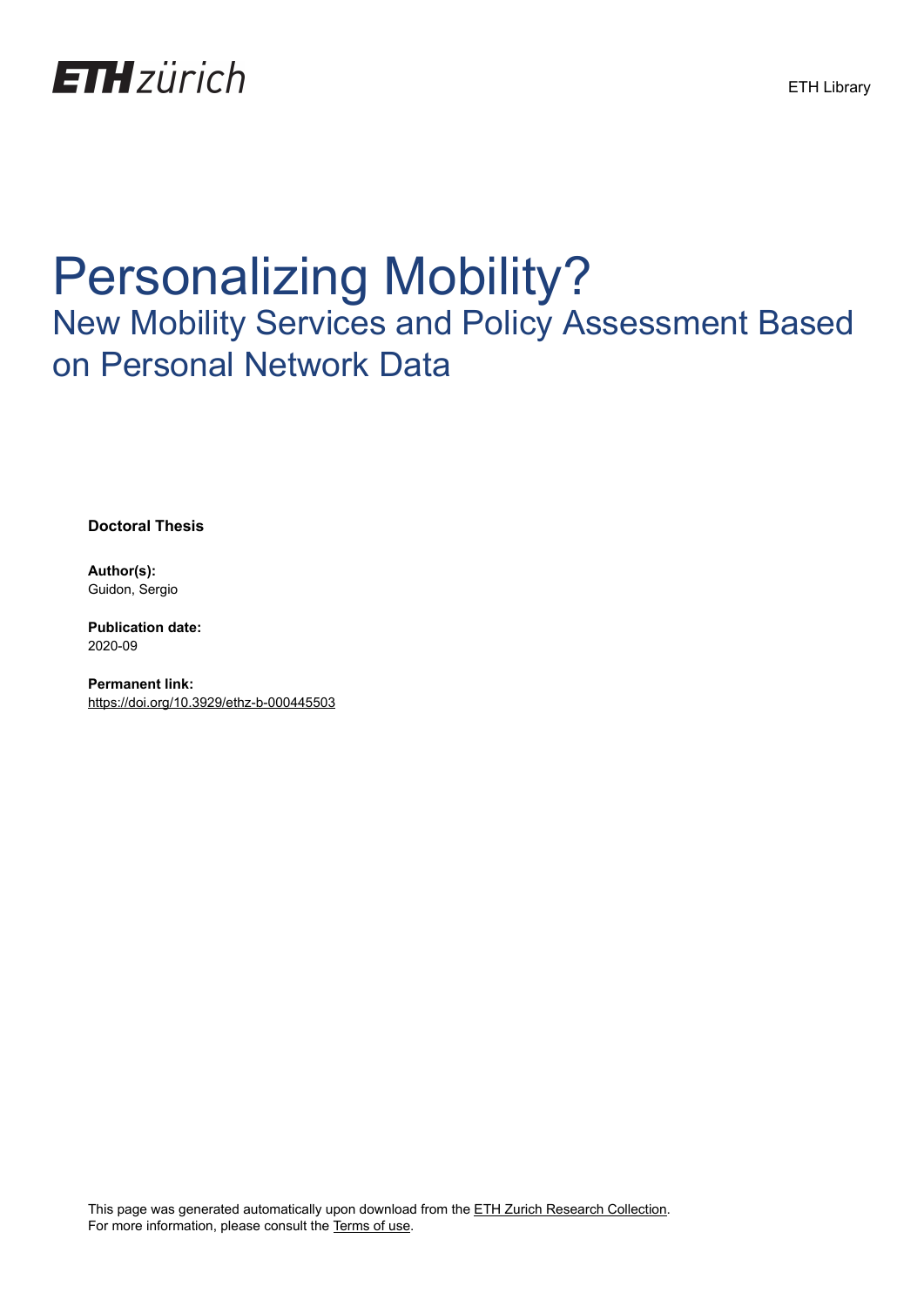ETH zürich

ETH Library

# Personalizing Mobility?

## New Mobility Services and Policy Assessment Based on Personal Network Data

**Doctoral Thesis**

**Author(s):**
Guidon, Sergio

**Publication date:**
2020-09

**Permanent link:**
https://doi.org/10.3929/ethz-b-000445503

This page was generated automatically upon download from the ETH Zurich Research Collection.
For more information, please consult the Terms of use.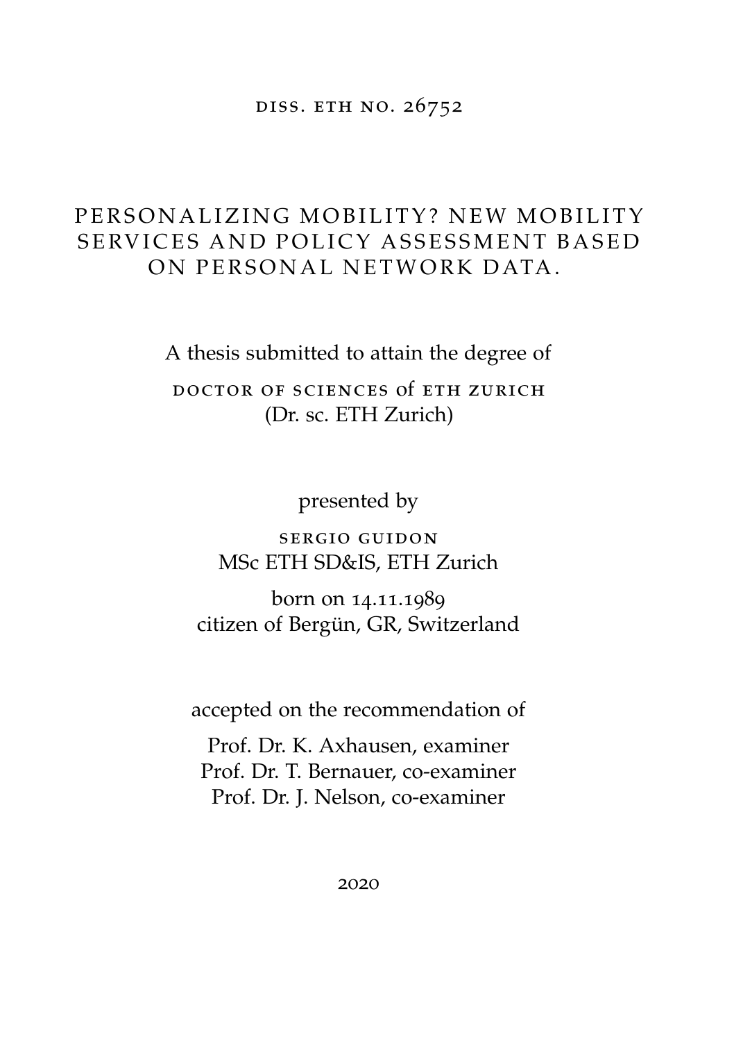DISS. ETH NO. 26752

# PERSONALIZING MOBILITY? NEW MOBILITY SERVICES AND POLICY ASSESSMENT BASED ON PERSONAL NETWORK DATA.

A thesis submitted to attain the degree of

DOCTOR OF SCIENCES of ETH ZURICH
(Dr. sc. ETH Zurich)

presented by

SERGIO GUIDON
MSc ETH SD&IS, ETH Zurich

born on 14.11.1989
citizen of Bergün, GR, Switzerland

accepted on the recommendation of

Prof. Dr. K. Axhausen, examiner
Prof. Dr. T. Bernauer, co-examiner
Prof. Dr. J. Nelson, co-examiner

2020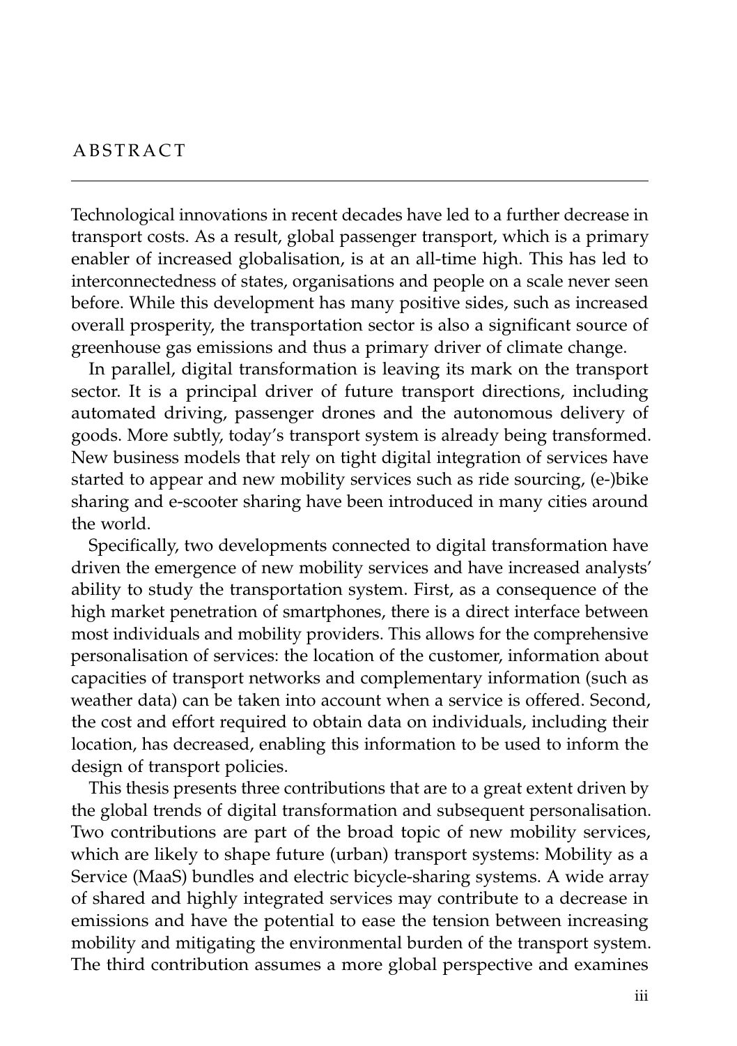# ABSTRACT

Technological innovations in recent decades have led to a further decrease in transport costs. As a result, global passenger transport, which is a primary enabler of increased globalisation, is at an all-time high. This has led to interconnectedness of states, organisations and people on a scale never seen before. While this development has many positive sides, such as increased overall prosperity, the transportation sector is also a significant source of greenhouse gas emissions and thus a primary driver of climate change.

In parallel, digital transformation is leaving its mark on the transport sector. It is a principal driver of future transport directions, including automated driving, passenger drones and the autonomous delivery of goods. More subtly, today's transport system is already being transformed. New business models that rely on tight digital integration of services have started to appear and new mobility services such as ride sourcing, (e-)bike sharing and e-scooter sharing have been introduced in many cities around the world.

Specifically, two developments connected to digital transformation have driven the emergence of new mobility services and have increased analysts' ability to study the transportation system. First, as a consequence of the high market penetration of smartphones, there is a direct interface between most individuals and mobility providers. This allows for the comprehensive personalisation of services: the location of the customer, information about capacities of transport networks and complementary information (such as weather data) can be taken into account when a service is offered. Second, the cost and effort required to obtain data on individuals, including their location, has decreased, enabling this information to be used to inform the design of transport policies.

This thesis presents three contributions that are to a great extent driven by the global trends of digital transformation and subsequent personalisation. Two contributions are part of the broad topic of new mobility services, which are likely to shape future (urban) transport systems: Mobility as a Service (MaaS) bundles and electric bicycle-sharing systems. A wide array of shared and highly integrated services may contribute to a decrease in emissions and have the potential to ease the tension between increasing mobility and mitigating the environmental burden of the transport system. The third contribution assumes a more global perspective and examines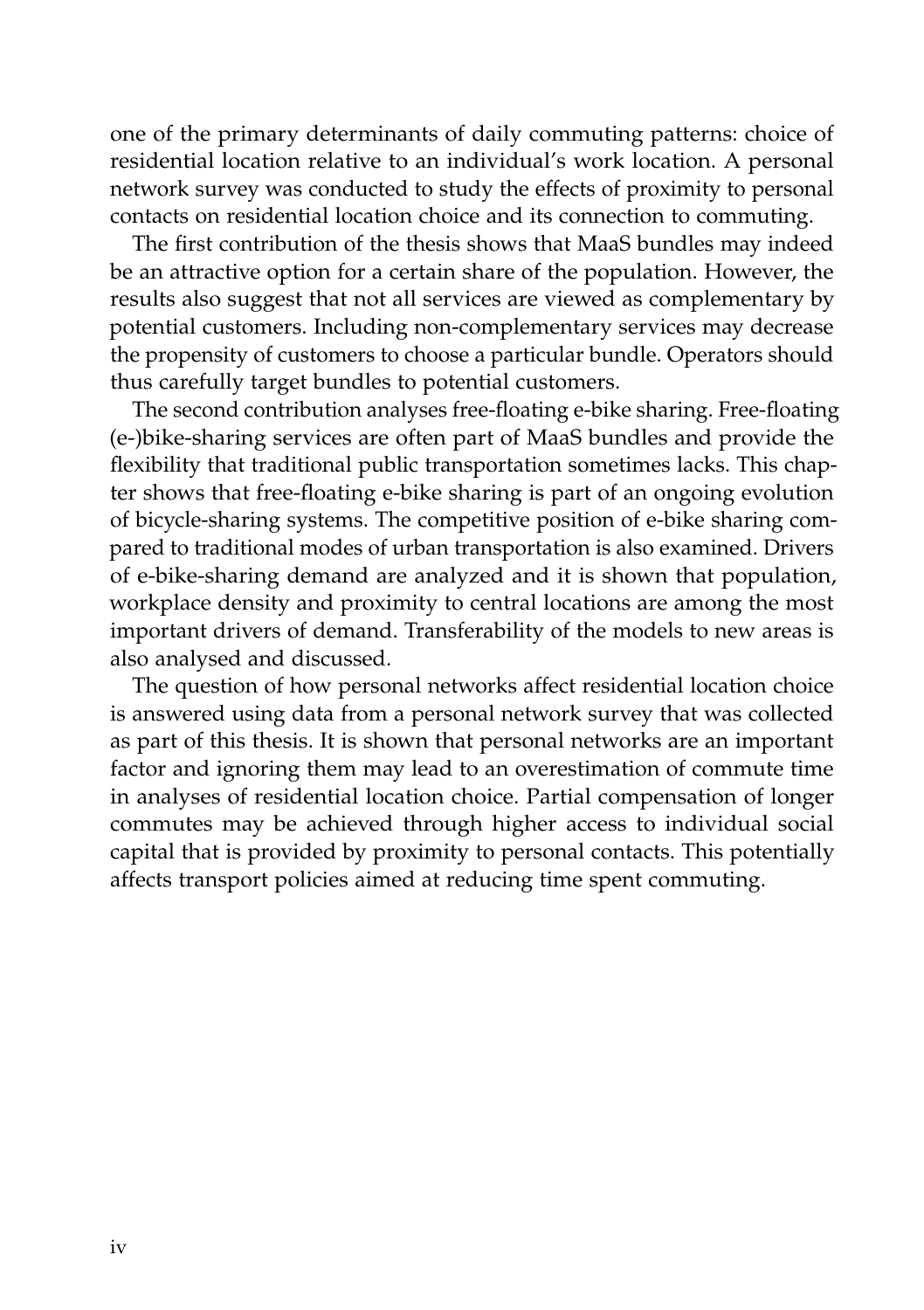one of the primary determinants of daily commuting patterns: choice of residential location relative to an individual's work location. A personal network survey was conducted to study the effects of proximity to personal contacts on residential location choice and its connection to commuting.

The first contribution of the thesis shows that MaaS bundles may indeed be an attractive option for a certain share of the population. However, the results also suggest that not all services are viewed as complementary by potential customers. Including non-complementary services may decrease the propensity of customers to choose a particular bundle. Operators should thus carefully target bundles to potential customers.

The second contribution analyses free-floating e-bike sharing. Free-floating (e-)bike-sharing services are often part of MaaS bundles and provide the flexibility that traditional public transportation sometimes lacks. This chapter shows that free-floating e-bike sharing is part of an ongoing evolution of bicycle-sharing systems. The competitive position of e-bike sharing compared to traditional modes of urban transportation is also examined. Drivers of e-bike-sharing demand are analyzed and it is shown that population, workplace density and proximity to central locations are among the most important drivers of demand. Transferability of the models to new areas is also analysed and discussed.

The question of how personal networks affect residential location choice is answered using data from a personal network survey that was collected as part of this thesis. It is shown that personal networks are an important factor and ignoring them may lead to an overestimation of commute time in analyses of residential location choice. Partial compensation of longer commutes may be achieved through higher access to individual social capital that is provided by proximity to personal contacts. This potentially affects transport policies aimed at reducing time spent commuting.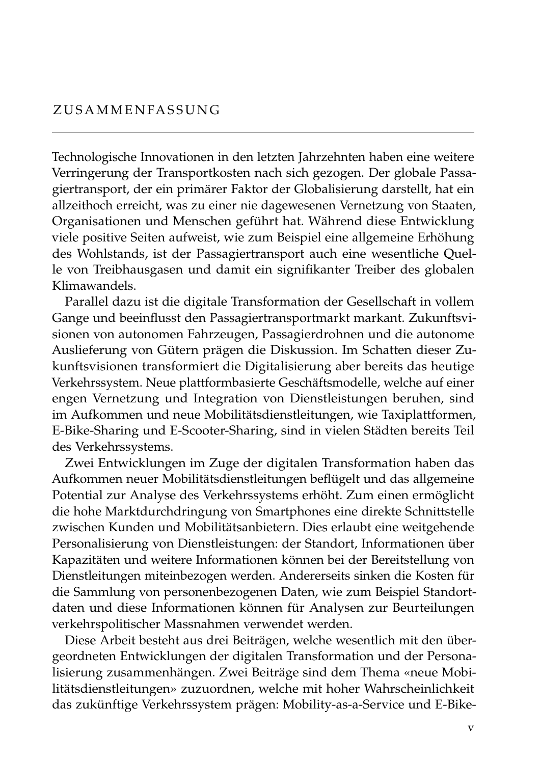# ZUSAMMENFASSUNG

Technologische Innovationen in den letzten Jahrzehnten haben eine weitere Verringerung der Transportkosten nach sich gezogen. Der globale Passagiertransport, der ein primärer Faktor der Globalisierung darstellt, hat ein allzeithoch erreicht, was zu einer nie dagewesenen Vernetzung von Staaten, Organisationen und Menschen geführt hat. Während diese Entwicklung viele positive Seiten aufweist, wie zum Beispiel eine allgemeine Erhöhung des Wohlstands, ist der Passagiertransport auch eine wesentliche Quelle von Treibhausgasen und damit ein signifikanter Treiber des globalen Klimawandels.

Parallel dazu ist die digitale Transformation der Gesellschaft in vollem Gange und beeinflusst den Passagiertransportmarkt markant. Zukunftsvisionen von autonomen Fahrzeugen, Passagierdrohnen und die autonome Auslieferung von Gütern prägen die Diskussion. Im Schatten dieser Zukunftsvisionen transformiert die Digitalisierung aber bereits das heutige Verkehrssystem. Neue plattformbasierte Geschäftsmodelle, welche auf einer engen Vernetzung und Integration von Dienstleistungen beruhen, sind im Aufkommen und neue Mobilitätsdienstleitungen, wie Taxiplattformen, E-Bike-Sharing und E-Scooter-Sharing, sind in vielen Städten bereits Teil des Verkehrssystems.

Zwei Entwicklungen im Zuge der digitalen Transformation haben das Aufkommen neuer Mobilitätsdienstleitungen beflügelt und das allgemeine Potential zur Analyse des Verkehrssystems erhöht. Zum einen ermöglicht die hohe Marktdurchdringung von Smartphones eine direkte Schnittstelle zwischen Kunden und Mobilitätsanbietern. Dies erlaubt eine weitgehende Personalisierung von Dienstleistungen: der Standort, Informationen über Kapazitäten und weitere Informationen können bei der Bereitstellung von Dienstleitungen miteinbezogen werden. Andererseits sinken die Kosten für die Sammlung von personenbezogenen Daten, wie zum Beispiel Standortdaten und diese Informationen können für Analysen zur Beurteilungen verkehrspolitischer Massnahmen verwendet werden.

Diese Arbeit besteht aus drei Beiträgen, welche wesentlich mit den übergeordneten Entwicklungen der digitalen Transformation und der Personalisierung zusammenhängen. Zwei Beiträge sind dem Thema «neue Mobilitätsdienstleitungen» zuzuordnen, welche mit hoher Wahrscheinlichkeit das zukünftige Verkehrssystem prägen: Mobility-as-a-Service und E-Bike-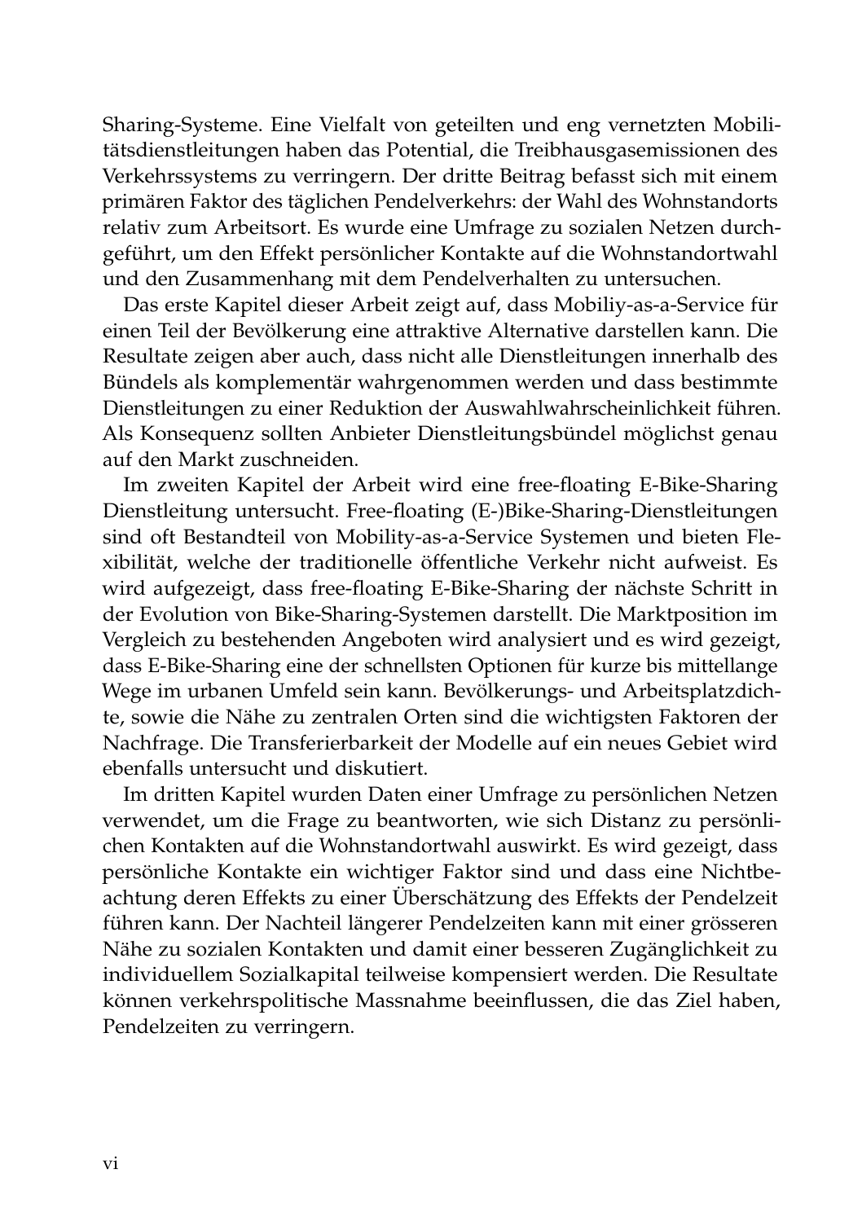Sharing-Systeme. Eine Vielfalt von geteilten und eng vernetzten Mobilitätsdienstleitungen haben das Potential, die Treibhausgasemissionen des Verkehrssystems zu verringern. Der dritte Beitrag befasst sich mit einem primären Faktor des täglichen Pendelverkehrs: der Wahl des Wohnstandorts relativ zum Arbeitsort. Es wurde eine Umfrage zu sozialen Netzen durchgeführt, um den Effekt persönlicher Kontakte auf die Wohnstandortwahl und den Zusammenhang mit dem Pendelverhalten zu untersuchen.

Das erste Kapitel dieser Arbeit zeigt auf, dass Mobiliy-as-a-Service für einen Teil der Bevölkerung eine attraktive Alternative darstellen kann. Die Resultate zeigen aber auch, dass nicht alle Dienstleitungen innerhalb des Bündels als komplementär wahrgenommen werden und dass bestimmte Dienstleitungen zu einer Reduktion der Auswahlwahrscheinlichkeit führen. Als Konsequenz sollten Anbieter Dienstleitungsbündel möglichst genau auf den Markt zuschneiden.

Im zweiten Kapitel der Arbeit wird eine free-floating E-Bike-Sharing Dienstleitung untersucht. Free-floating (E-)Bike-Sharing-Dienstleitungen sind oft Bestandteil von Mobility-as-a-Service Systemen und bieten Flexibilität, welche der traditionelle öffentliche Verkehr nicht aufweist. Es wird aufgezeigt, dass free-floating E-Bike-Sharing der nächste Schritt in der Evolution von Bike-Sharing-Systemen darstellt. Die Marktposition im Vergleich zu bestehenden Angeboten wird analysiert und es wird gezeigt, dass E-Bike-Sharing eine der schnellsten Optionen für kurze bis mittellange Wege im urbanen Umfeld sein kann. Bevölkerungs- und Arbeitsplatzdichte, sowie die Nähe zu zentralen Orten sind die wichtigsten Faktoren der Nachfrage. Die Transferierbarkeit der Modelle auf ein neues Gebiet wird ebenfalls untersucht und diskutiert.

Im dritten Kapitel wurden Daten einer Umfrage zu persönlichen Netzen verwendet, um die Frage zu beantworten, wie sich Distanz zu persönlichen Kontakten auf die Wohnstandortwahl auswirkt. Es wird gezeigt, dass persönliche Kontakte ein wichtiger Faktor sind und dass eine Nichtbeachtung deren Effekts zu einer Überschätzung des Effekts der Pendelzeit führen kann. Der Nachteil längerer Pendelzeiten kann mit einer grösseren Nähe zu sozialen Kontakten und damit einer besseren Zugänglichkeit zu individuellem Sozialkapital teilweise kompensiert werden. Die Resultate können verkehrspolitische Massnahme beeinflussen, die das Ziel haben, Pendelzeiten zu verringern.